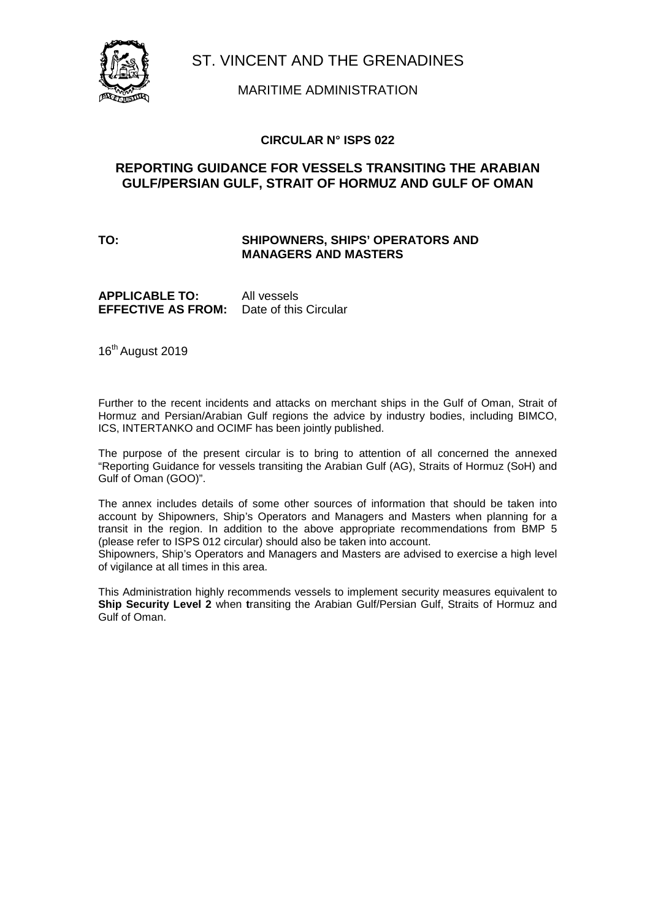# ST. VINCENT AND THE GRENADINES

## MARITIME ADMINISTRATION

### CIRCULAR N° ISPS 022

### REPORTING GUIDANCE FOR VESSELS TRANSITING THE ARABIAN GULF/PERSIAN GULF, STRAIT OF HORMUZ AND GULF OF OMAN

**TO:** **SHIPOWNERS, SHIPS' OPERATORS AND MANAGERS AND MASTERS**

**APPLICABLE TO:** All vessels
**EFFECTIVE AS FROM:** Date of this Circular

16th August 2019

Further to the recent incidents and attacks on merchant ships in the Gulf of Oman, Strait of Hormuz and Persian/Arabian Gulf regions the advice by industry bodies, including BIMCO, ICS, INTERTANKO and OCIMF has been jointly published.

The purpose of the present circular is to bring to attention of all concerned the annexed "Reporting Guidance for vessels transiting the Arabian Gulf (AG), Straits of Hormuz (SoH) and Gulf of Oman (GOO)".

The annex includes details of some other sources of information that should be taken into account by Shipowners, Ship's Operators and Managers and Masters when planning for a transit in the region. In addition to the above appropriate recommendations from BMP 5 (please refer to ISPS 012 circular) should also be taken into account.
Shipowners, Ship's Operators and Managers and Masters are advised to exercise a high level of vigilance at all times in this area.

This Administration highly recommends vessels to implement security measures equivalent to **Ship Security Level 2** when transiting the Arabian Gulf/Persian Gulf, Straits of Hormuz and Gulf of Oman.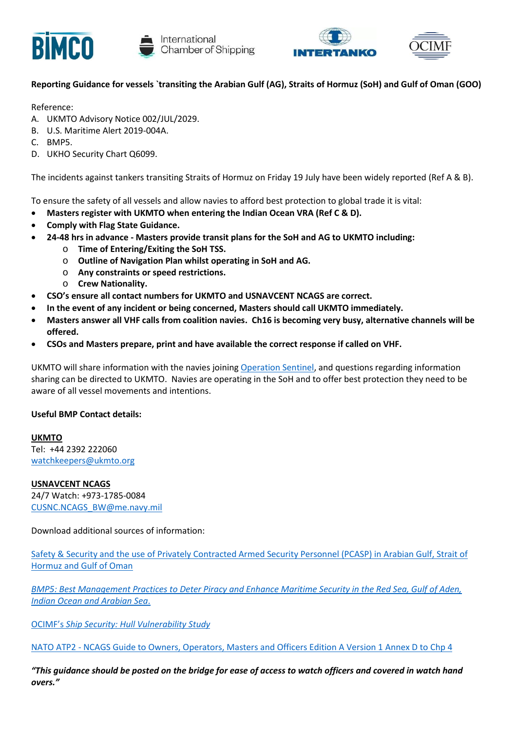BIMCO International Chamber of Shipping INTERTANKO OCIMF

**Reporting Guidance for vessels `transiting the Arabian Gulf (AG), Straits of Hormuz (SoH) and Gulf of Oman (GOO)**

Reference:

A. UKMTO Advisory Notice 002/JUL/2029.
B. U.S. Maritime Alert 2019-004A.
C. BMP5.
D. UKHO Security Chart Q6099.

The incidents against tankers transiting Straits of Hormuz on Friday 19 July have been widely reported (Ref A & B).

To ensure the safety of all vessels and allow navies to afford best protection to global trade it is vital:

- **Masters register with UKMTO when entering the Indian Ocean VRA (Ref C & D).**
- **Comply with Flag State Guidance.**
- **24-48 hrs in advance - Masters provide transit plans for the SoH and AG to UKMTO including:**
  - **Time of Entering/Exiting the SoH TSS.**
  - **Outline of Navigation Plan whilst operating in SoH and AG.**
  - **Any constraints or speed restrictions.**
  - **Crew Nationality.**
- **CSO's ensure all contact numbers for UKMTO and USNAVCENT NCAGS are correct.**
- **In the event of any incident or being concerned, Masters should call UKMTO immediately.**
- **Masters answer all VHF calls from coalition navies. Ch16 is becoming very busy, alternative channels will be offered.**
- **CSOs and Masters prepare, print and have available the correct response if called on VHF.**

UKMTO will share information with the navies joining Operation Sentinel, and questions regarding information sharing can be directed to UKMTO. Navies are operating in the SoH and to offer best protection they need to be aware of all vessel movements and intentions.

**Useful BMP Contact details:**

**UKMTO**
Tel: +44 2392 222060
watchkeepers@ukmto.org

**USNAVCENT NCAGS**
24/7 Watch: +973-1785-0084
CUSNC.NCAGS_BW@me.navy.mil

Download additional sources of information:

Safety & Security and the use of Privately Contracted Armed Security Personnel (PCASP) in Arabian Gulf, Strait of Hormuz and Gulf of Oman

*BMP5: Best Management Practices to Deter Piracy and Enhance Maritime Security in the Red Sea, Gulf of Aden, Indian Ocean and Arabian Sea.*

OCIMF's *Ship Security: Hull Vulnerability Study*

NATO ATP2 - NCAGS Guide to Owners, Operators, Masters and Officers Edition A Version 1 Annex D to Chp 4

***"This guidance should be posted on the bridge for ease of access to watch officers and covered in watch hand overs."***